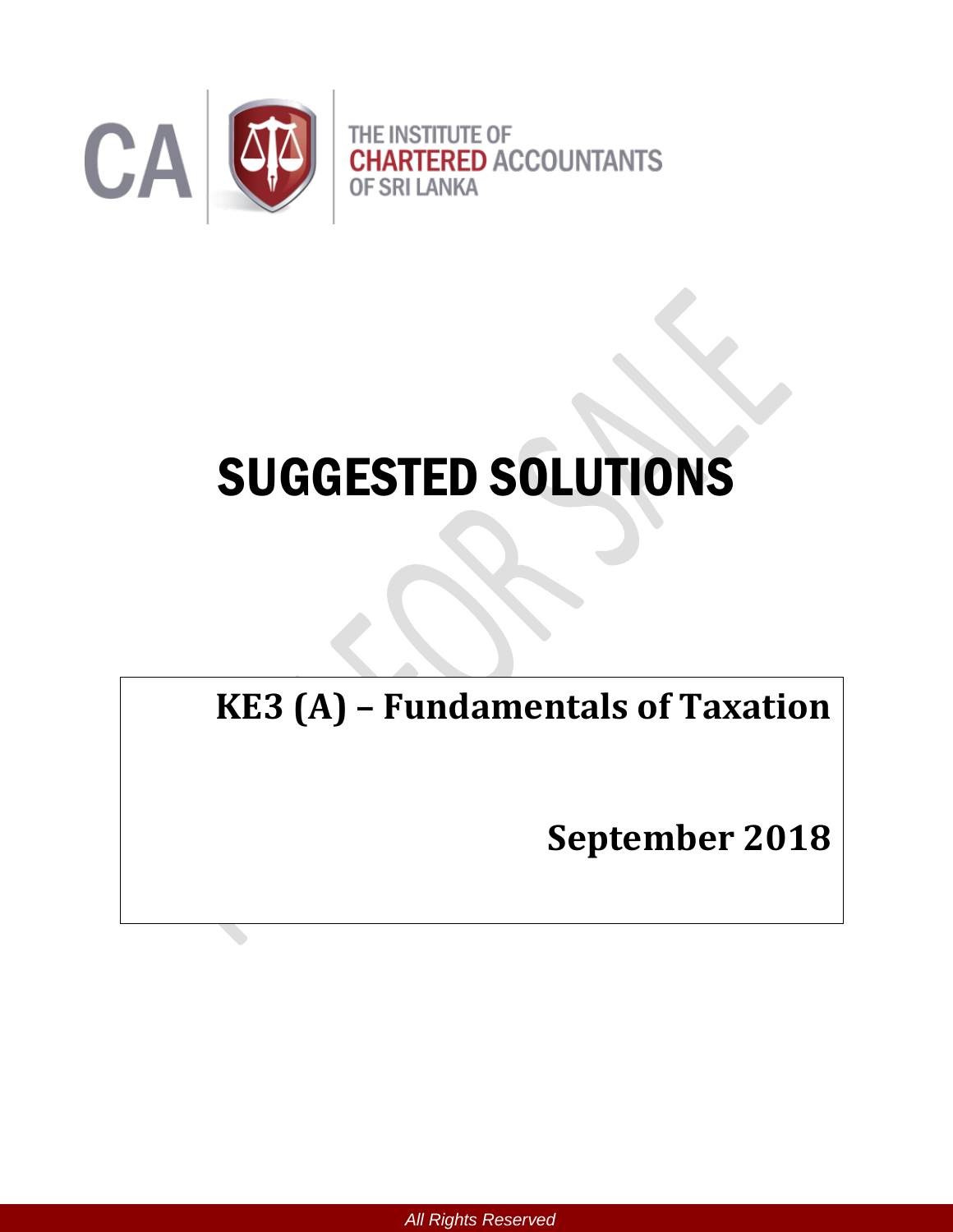THE INSTITUTE OF
CHARTERED ACCOUNTANTS
OF SRI LANKA

# SUGGESTED SOLUTIONS

## KE3 (A) – Fundamentals of Taxation

## September 2018

All Rights Reserved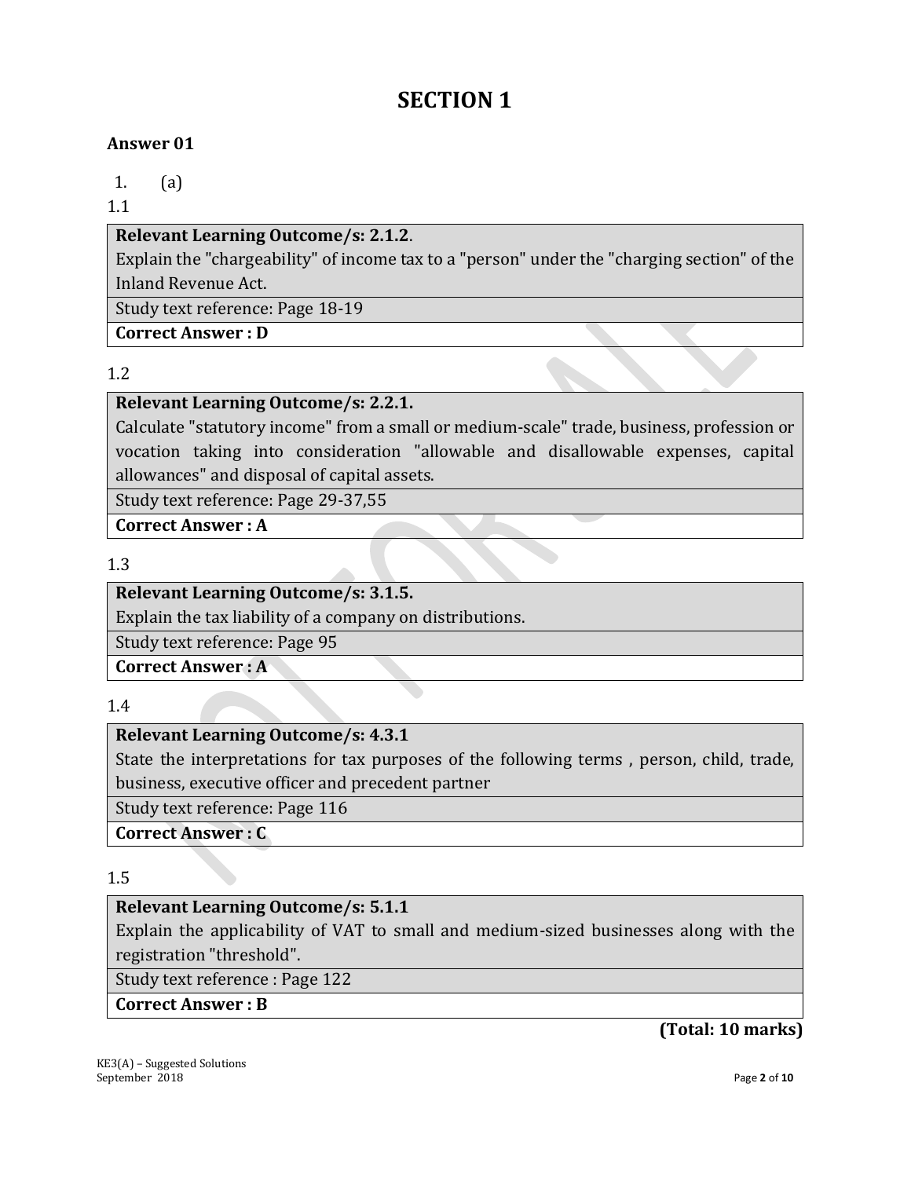# SECTION 1

**Answer 01**

1. (a)

1.1

| **Relevant Learning Outcome/s: 2.1.2**. |
|---|
| Explain the "chargeability" of income tax to a "person" under the "charging section" of the Inland Revenue Act. |
| Study text reference: Page 18-19 |
| **Correct Answer : D** |

1.2

| **Relevant Learning Outcome/s: 2.2.1.** |
|---|
| Calculate "statutory income" from a small or medium-scale" trade, business, profession or vocation taking into consideration "allowable and disallowable expenses, capital allowances" and disposal of capital assets. |
| Study text reference: Page 29-37,55 |
| **Correct Answer : A** |

1.3

| **Relevant Learning Outcome/s: 3.1.5.** |
|---|
| Explain the tax liability of a company on distributions. |
| Study text reference: Page 95 |
| **Correct Answer : A** |

1.4

| **Relevant Learning Outcome/s: 4.3.1** |
|---|
| State the interpretations for tax purposes of the following terms , person, child, trade, business, executive officer and precedent partner |
| Study text reference: Page 116 |
| **Correct Answer : C** |

1.5

| **Relevant Learning Outcome/s: 5.1.1** |
|---|
| Explain the applicability of VAT to small and medium-sized businesses along with the registration "threshold". |
| Study text reference : Page 122 |
| **Correct Answer : B** |

**(Total: 10 marks)**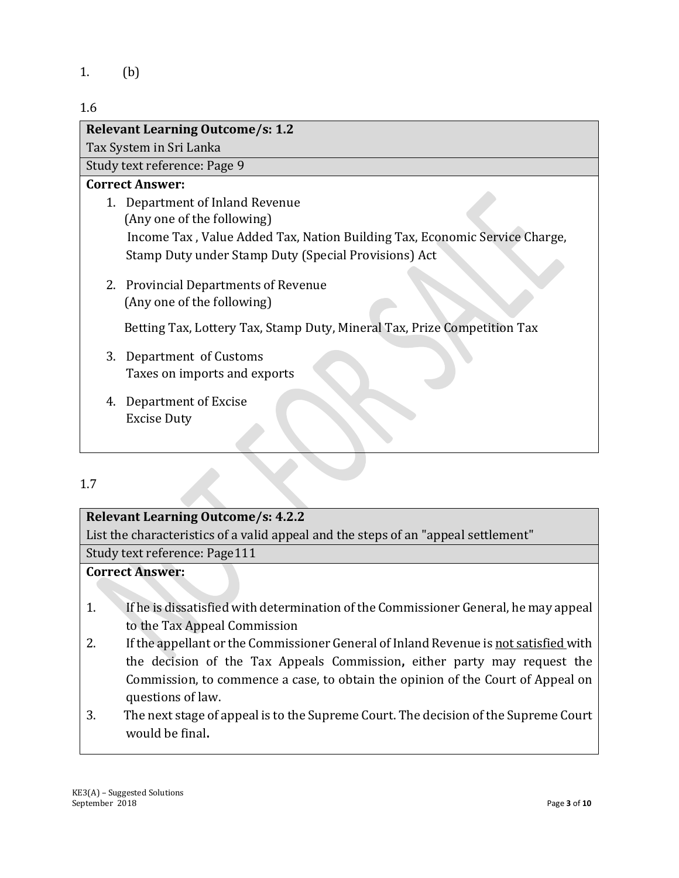1. (b)

1.6

| **Relevant Learning Outcome/s: 1.2** |
|---|
| Tax System in Sri Lanka |
| Study text reference: Page 9 |

**Correct Answer:**

1. Department of Inland Revenue
   (Any one of the following)
   Income Tax , Value Added Tax, Nation Building Tax, Economic Service Charge, Stamp Duty under Stamp Duty (Special Provisions) Act

2. Provincial Departments of Revenue
   (Any one of the following)

   Betting Tax, Lottery Tax, Stamp Duty, Mineral Tax, Prize Competition Tax

3. Department of Customs
   Taxes on imports and exports

4. Department of Excise
   Excise Duty

1.7

| **Relevant Learning Outcome/s: 4.2.2** |
|---|
| List the characteristics of a valid appeal and the steps of an "appeal settlement" |
| Study text reference: Page111 |

**Correct Answer:**

1. If he is dissatisfied with determination of the Commissioner General, he may appeal to the Tax Appeal Commission
2. If the appellant or the Commissioner General of Inland Revenue is <u>not satisfied</u> with the decision of the Tax Appeals Commission**,** either party may request the Commission, to commence a case, to obtain the opinion of the Court of Appeal on questions of law.
3. The next stage of appeal is to the Supreme Court. The decision of the Supreme Court would be final**.**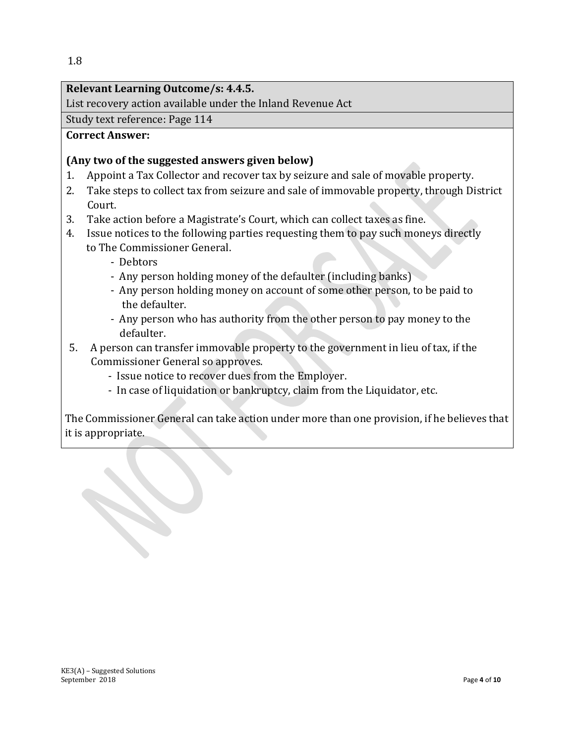1.8

**Relevant Learning Outcome/s: 4.4.5.**

List recovery action available under the Inland Revenue Act

Study text reference: Page 114

**Correct Answer:**

**(Any two of the suggested answers given below)**

1. Appoint a Tax Collector and recover tax by seizure and sale of movable property.
2. Take steps to collect tax from seizure and sale of immovable property, through District Court.
3. Take action before a Magistrate's Court, which can collect taxes as fine.
4. Issue notices to the following parties requesting them to pay such moneys directly to The Commissioner General.
   - Debtors
   - Any person holding money of the defaulter (including banks)
   - Any person holding money on account of some other person, to be paid to the defaulter.
   - Any person who has authority from the other person to pay money to the defaulter.
5. A person can transfer immovable property to the government in lieu of tax, if the Commissioner General so approves.
   - Issue notice to recover dues from the Employer.
   - In case of liquidation or bankruptcy, claim from the Liquidator, etc.

The Commissioner General can take action under more than one provision, if he believes that it is appropriate.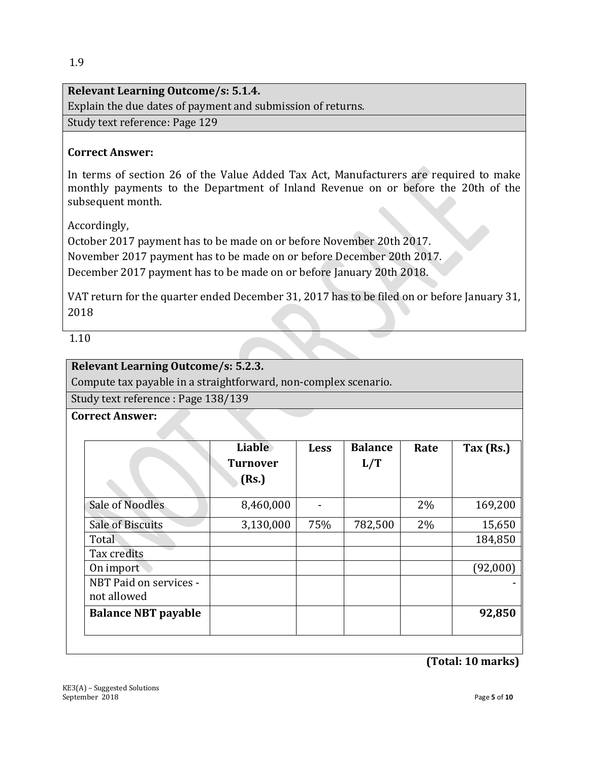1.9

**Relevant Learning Outcome/s: 5.1.4.**

Explain the due dates of payment and submission of returns.

Study text reference: Page 129

**Correct Answer:**

In terms of section 26 of the Value Added Tax Act, Manufacturers are required to make monthly payments to the Department of Inland Revenue on or before the 20th of the subsequent month.

Accordingly,

October 2017 payment has to be made on or before November 20th 2017.

November 2017 payment has to be made on or before December 20th 2017.

December 2017 payment has to be made on or before January 20th 2018.

VAT return for the quarter ended December 31, 2017 has to be filed on or before January 31, 2018

1.10

**Relevant Learning Outcome/s: 5.2.3.**

Compute tax payable in a straightforward, non-complex scenario.

Study text reference : Page 138/139

**Correct Answer:**

| | Liable Turnover (Rs.) | Less | Balance L/T | Rate | Tax (Rs.) |
|---|---|---|---|---|---|
| Sale of Noodles | 8,460,000 | - | | 2% | 169,200 |
| Sale of Biscuits | 3,130,000 | 75% | 782,500 | 2% | 15,650 |
| Total | | | | | 184,850 |
| Tax credits | | | | | |
| On import | | | | | (92,000) |
| NBT Paid on services - not allowed | | | | | - |
| **Balance NBT payable** | | | | | **92,850** |

**(Total: 10 marks)**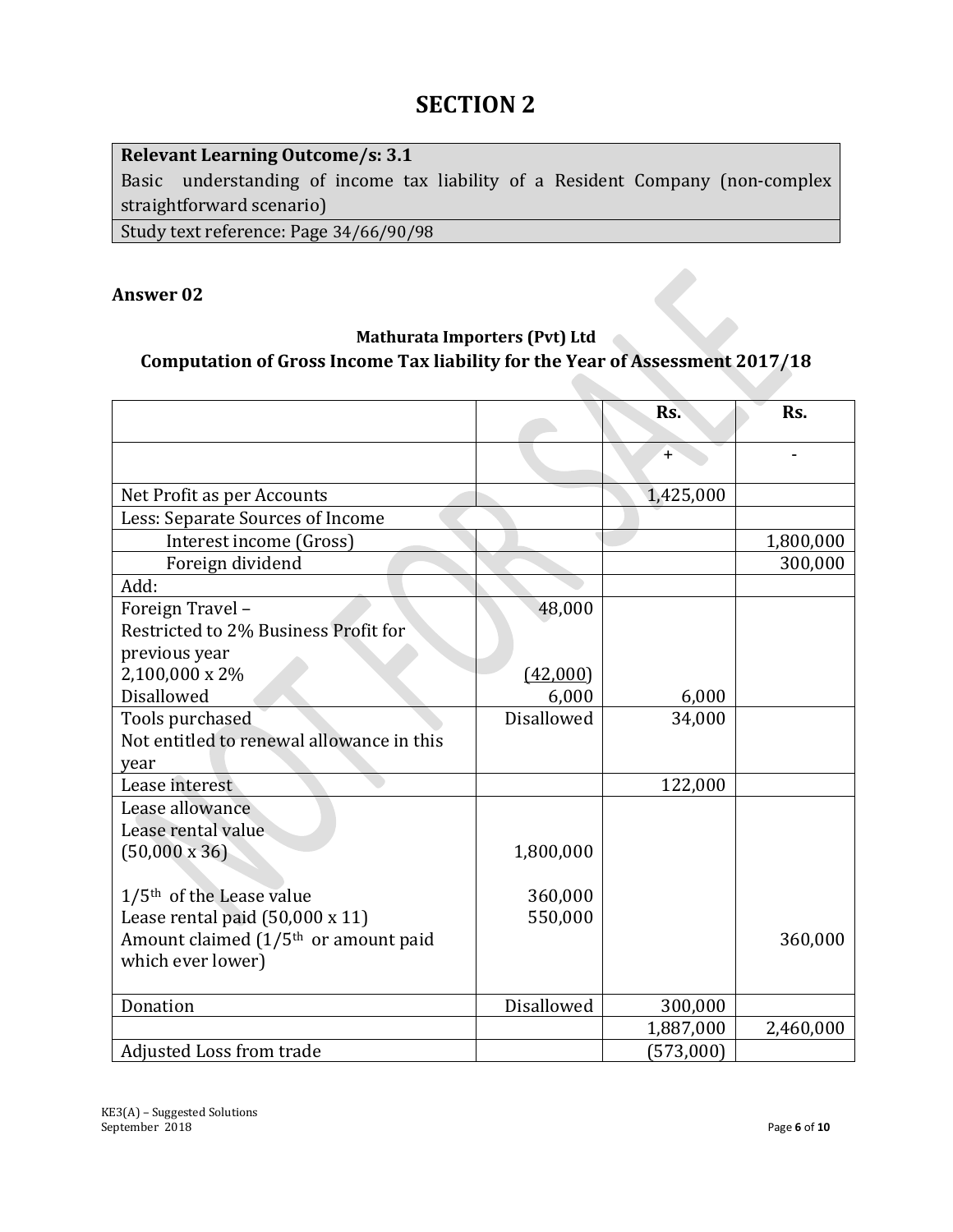# SECTION 2

| **Relevant Learning Outcome/s: 3.1** |
|---|
| Basic understanding of income tax liability of a Resident Company (non-complex straightforward scenario) |
| Study text reference: Page 34/66/90/98 |

**Answer 02**

**Mathurata Importers (Pvt) Ltd**

**Computation of Gross Income Tax liability for the Year of Assessment 2017/18**

| | | Rs. | Rs. |
|---|---|---|---|
| | | + | - |
| Net Profit as per Accounts | | 1,425,000 | |
| Less: Separate Sources of Income | | | |
| Interest income (Gross) | | | 1,800,000 |
| Foreign dividend | | | 300,000 |
| Add: | | | |
| Foreign Travel – Restricted to 2% Business Profit for previous year 2,100,000 x 2% Disallowed | 48,000 (42,000) 6,000 | 6,000 | |
| Tools purchased Not entitled to renewal allowance in this year | Disallowed | 34,000 | |
| Lease interest | | 122,000 | |
| Lease allowance Lease rental value (50,000 x 36) 1/5th of the Lease value Lease rental paid (50,000 x 11) Amount claimed (1/5th or amount paid which ever lower) | 1,800,000 360,000 550,000 | | 360,000 |
| Donation | Disallowed | 300,000 | |
| | | 1,887,000 | 2,460,000 |
| Adjusted Loss from trade | | (573,000) | |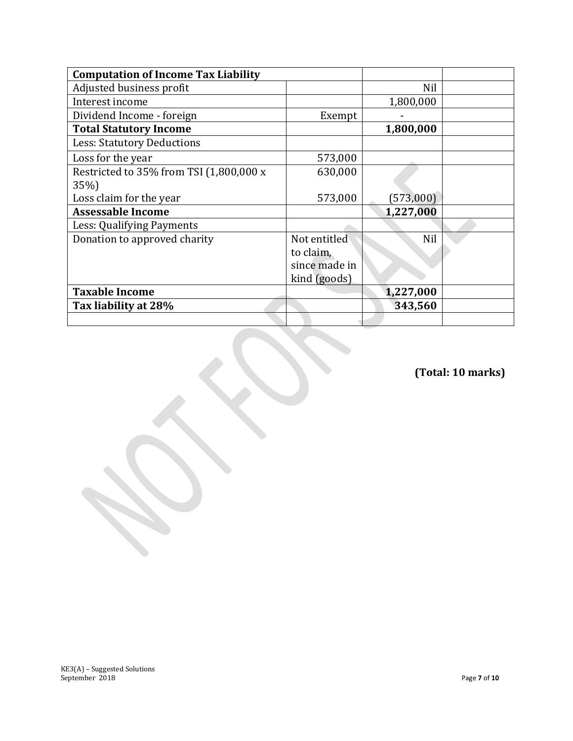| **Computation of Income Tax Liability** | | | |
|---|---|---|---|
| Adjusted business profit | | Nil | |
| Interest income | | 1,800,000 | |
| Dividend Income - foreign | Exempt | - | |
| **Total Statutory Income** | | **1,800,000** | |
| Less: Statutory Deductions | | | |
| Loss for the year | 573,000 | | |
| Restricted to 35% from TSI (1,800,000 x 35%) | 630,000 | | |
| Loss claim for the year | 573,000 | (573,000) | |
| **Assessable Income** | | **1,227,000** | |
| Less: Qualifying Payments | | | |
| Donation to approved charity | Not entitled to claim, since made in kind (goods) | Nil | |
| **Taxable Income** | | **1,227,000** | |
| **Tax liability at 28%** | | **343,560** | |
| | | | |

**(Total: 10 marks)**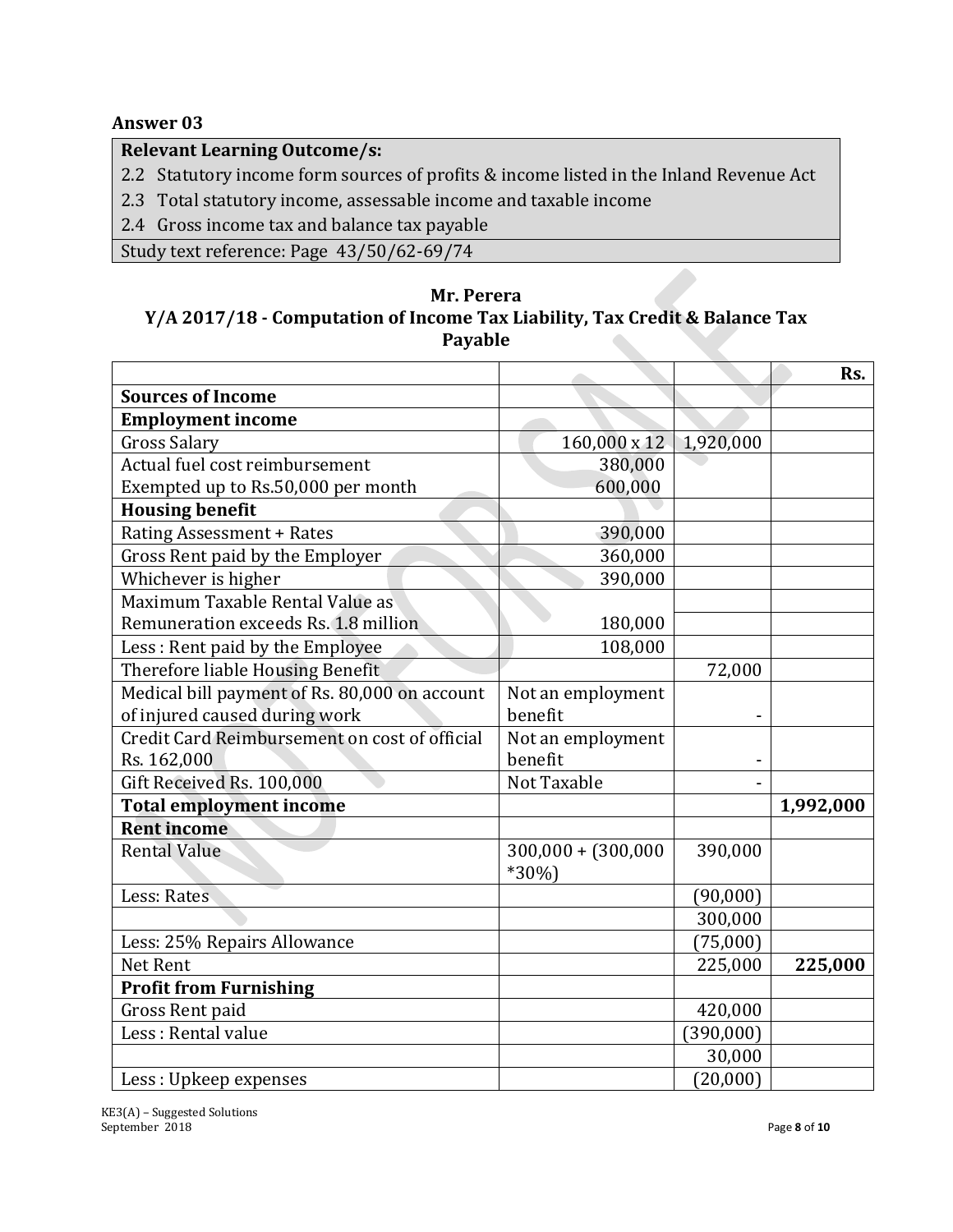## Answer 03

| Relevant Learning Outcome/s: |
|---|
| 2.2 Statutory income form sources of profits & income listed in the Inland Revenue Act |
| 2.3 Total statutory income, assessable income and taxable income |
| 2.4 Gross income tax and balance tax payable |
| Study text reference: Page 43/50/62-69/74 |

**Mr. Perera**

**Y/A 2017/18 - Computation of Income Tax Liability, Tax Credit & Balance Tax Payable**

| | | | Rs. |
|---|---|---|---|
| **Sources of Income** | | | |
| **Employment income** | | | |
| Gross Salary | 160,000 x 12 | 1,920,000 | |
| Actual fuel cost reimbursement | 380,000 | | |
| Exempted up to Rs.50,000 per month | 600,000 | | |
| **Housing benefit** | | | |
| Rating Assessment + Rates | 390,000 | | |
| Gross Rent paid by the Employer | 360,000 | | |
| Whichever is higher | 390,000 | | |
| Maximum Taxable Rental Value as | | | |
| Remuneration exceeds Rs. 1.8 million | 180,000 | | |
| Less : Rent paid by the Employee | 108,000 | | |
| Therefore liable Housing Benefit | | 72,000 | |
| Medical bill payment of Rs. 80,000 on account of injured caused during work | Not an employment benefit | - | |
| Credit Card Reimbursement on cost of official Rs. 162,000 | Not an employment benefit | - | |
| Gift Received Rs. 100,000 | Not Taxable | - | |
| **Total employment income** | | | **1,992,000** |
| **Rent income** | | | |
| Rental Value | 300,000 + (300,000 *30%) | 390,000 | |
| Less: Rates | | (90,000) | |
| | | 300,000 | |
| Less: 25% Repairs Allowance | | (75,000) | |
| Net Rent | | 225,000 | **225,000** |
| **Profit from Furnishing** | | | |
| Gross Rent paid | | 420,000 | |
| Less : Rental value | | (390,000) | |
| | | 30,000 | |
| Less : Upkeep expenses | | (20,000) | |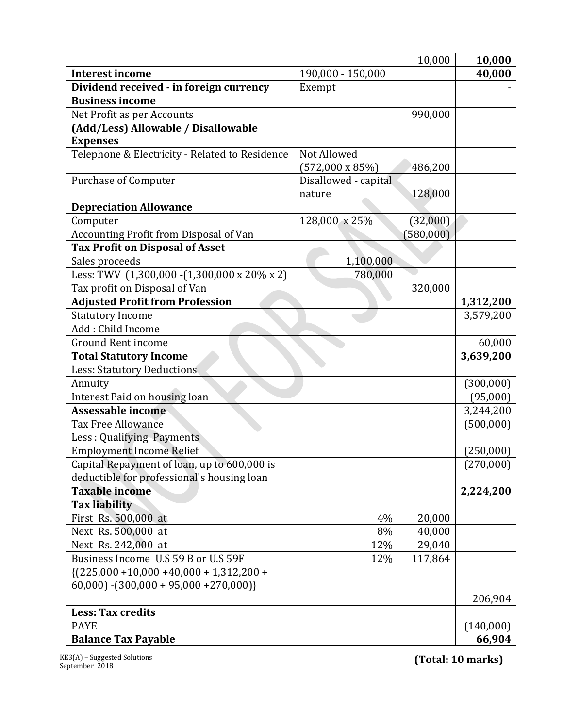| | | | |
|---|---|---|---|
| | | 10,000 | **10,000** |
| **Interest income** | 190,000 - 150,000 | | **40,000** |
| **Dividend received - in foreign currency** | Exempt | | - |
| **Business income** | | | |
| Net Profit as per Accounts | | 990,000 | |
| **(Add/Less) Allowable / Disallowable Expenses** | | | |
| Telephone & Electricity - Related to Residence | Not Allowed (572,000 x 85%) | 486,200 | |
| Purchase of Computer | Disallowed - capital nature | 128,000 | |
| **Depreciation Allowance** | | | |
| Computer | 128,000 x 25% | (32,000) | |
| Accounting Profit from Disposal of Van | | (580,000) | |
| **Tax Profit on Disposal of Asset** | | | |
| Sales proceeds | 1,100,000 | | |
| Less: TWV (1,300,000 -(1,300,000 x 20% x 2) | 780,000 | | |
| Tax profit on Disposal of Van | | 320,000 | |
| **Adjusted Profit from Profession** | | | **1,312,200** |
| Statutory Income | | | 3,579,200 |
| Add : Child Income | | | |
| Ground Rent income | | | 60,000 |
| **Total Statutory Income** | | | **3,639,200** |
| Less: Statutory Deductions | | | |
| Annuity | | | (300,000) |
| Interest Paid on housing loan | | | (95,000) |
| **Assessable income** | | | 3,244,200 |
| Tax Free Allowance | | | (500,000) |
| Less : Qualifying Payments | | | |
| Employment Income Relief | | | (250,000) |
| Capital Repayment of loan, up to 600,000 is deductible for professional's housing loan | | | (270,000) |
| **Taxable income** | | | **2,224,200** |
| **Tax liability** | | | |
| First Rs. 500,000 at | 4% | 20,000 | |
| Next Rs. 500,000 at | 8% | 40,000 | |
| Next Rs. 242,000 at | 12% | 29,040 | |
| Business Income U.S 59 B or U.S 59F | 12% | 117,864 | |
| {(225,000 +10,000 +40,000 + 1,312,200 + 60,000) -(300,000 + 95,000 +270,000)} | | | |
| | | | 206,904 |
| **Less: Tax credits** | | | |
| PAYE | | | (140,000) |
| **Balance Tax Payable** | | | **66,904** |

**(Total: 10 marks)**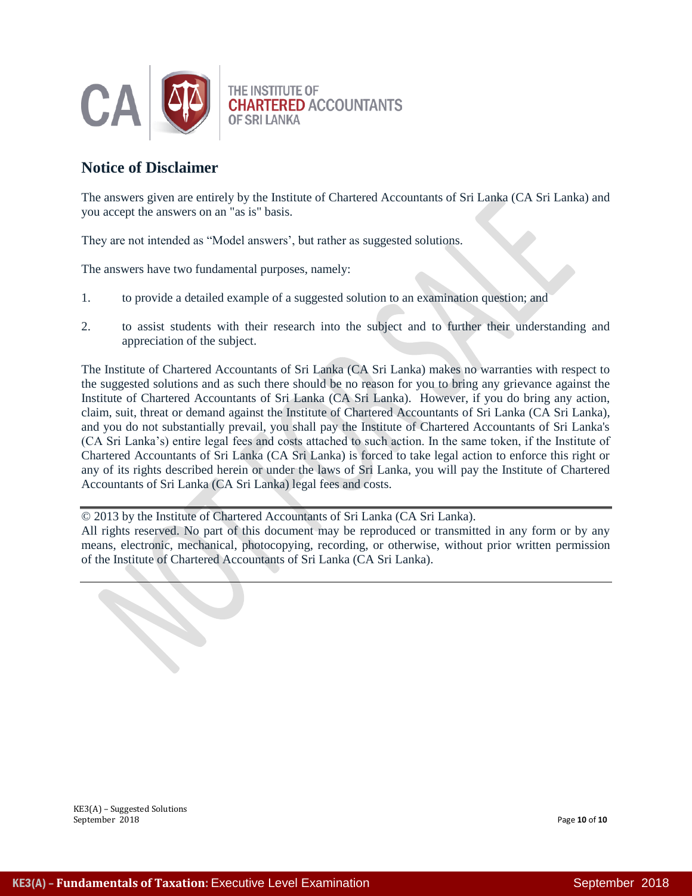THE INSTITUTE OF CHARTERED ACCOUNTANTS OF SRI LANKA

## Notice of Disclaimer

The answers given are entirely by the Institute of Chartered Accountants of Sri Lanka (CA Sri Lanka) and you accept the answers on an "as is" basis.

They are not intended as "Model answers', but rather as suggested solutions.

The answers have two fundamental purposes, namely:

1. to provide a detailed example of a suggested solution to an examination question; and
2. to assist students with their research into the subject and to further their understanding and appreciation of the subject.

The Institute of Chartered Accountants of Sri Lanka (CA Sri Lanka) makes no warranties with respect to the suggested solutions and as such there should be no reason for you to bring any grievance against the Institute of Chartered Accountants of Sri Lanka (CA Sri Lanka). However, if you do bring any action, claim, suit, threat or demand against the Institute of Chartered Accountants of Sri Lanka (CA Sri Lanka), and you do not substantially prevail, you shall pay the Institute of Chartered Accountants of Sri Lanka's (CA Sri Lanka's) entire legal fees and costs attached to such action. In the same token, if the Institute of Chartered Accountants of Sri Lanka (CA Sri Lanka) is forced to take legal action to enforce this right or any of its rights described herein or under the laws of Sri Lanka, you will pay the Institute of Chartered Accountants of Sri Lanka (CA Sri Lanka) legal fees and costs.

---

© 2013 by the Institute of Chartered Accountants of Sri Lanka (CA Sri Lanka).
All rights reserved. No part of this document may be reproduced or transmitted in any form or by any means, electronic, mechanical, photocopying, recording, or otherwise, without prior written permission of the Institute of Chartered Accountants of Sri Lanka (CA Sri Lanka).

---